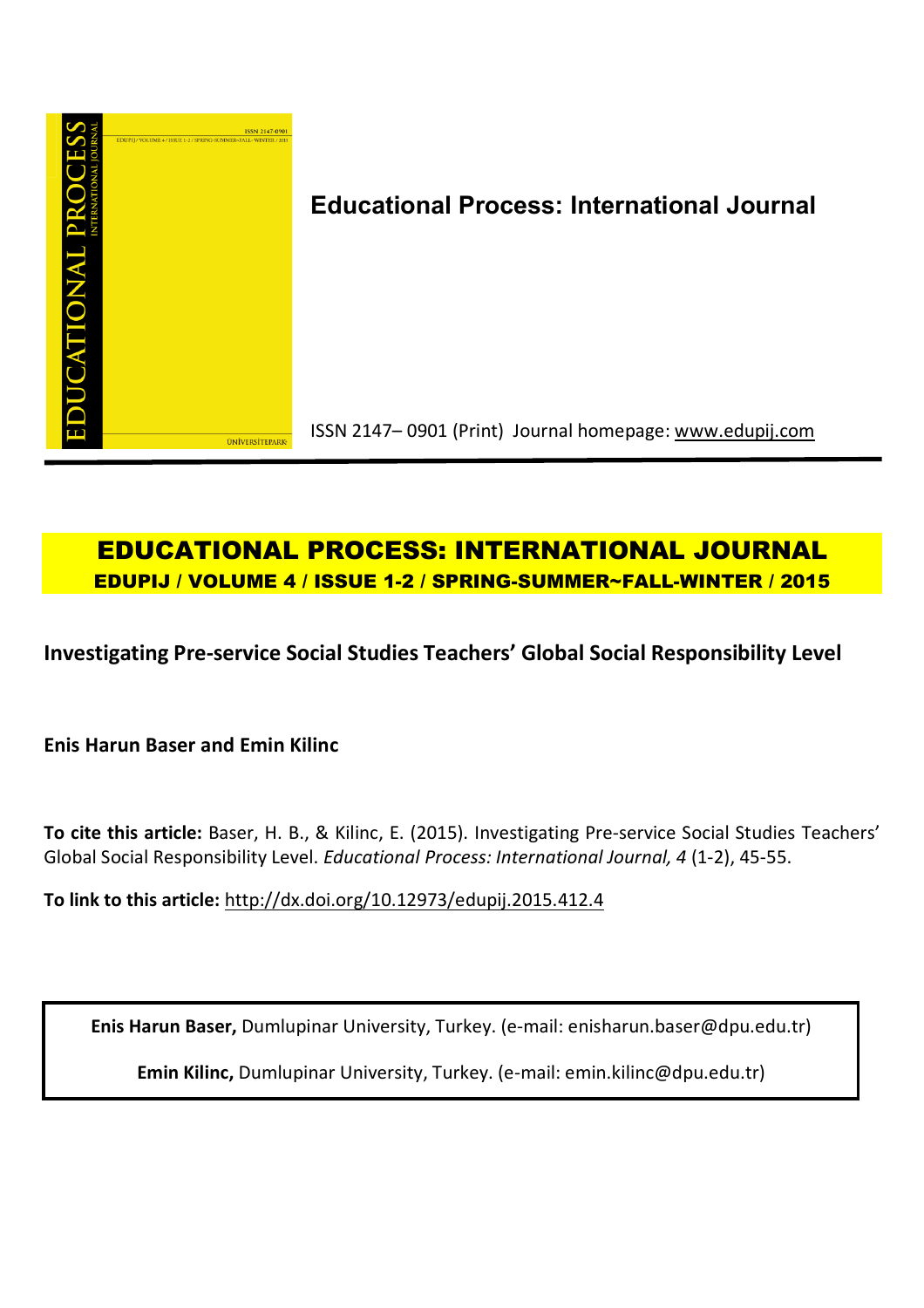# Educational Process: International Journal

ISSN 2147– 0901 (Print) Journal homepage: www.edupij.com

**EDUCATIONAL PROCESS: INTERNATIONAL JOURNAL**

**EDUPIJ / VOLUME 4 / ISSUE 1-2 / SPRING-SUMMER~FALL-WINTER / 2015**

## Investigating Pre-service Social Studies Teachers' Global Social Responsibility Level

**Enis Harun Baser and Emin Kilinc**

**To cite this article:** Baser, H. B., & Kilinc, E. (2015). Investigating Pre-service Social Studies Teachers' Global Social Responsibility Level. *Educational Process: International Journal, 4* (1-2), 45-55.

**To link to this article:** http://dx.doi.org/10.12973/edupij.2015.412.4

**Enis Harun Baser,** Dumlupinar University, Turkey. (e-mail: enisharun.baser@dpu.edu.tr)

**Emin Kilinc,** Dumlupinar University, Turkey. (e-mail: emin.kilinc@dpu.edu.tr)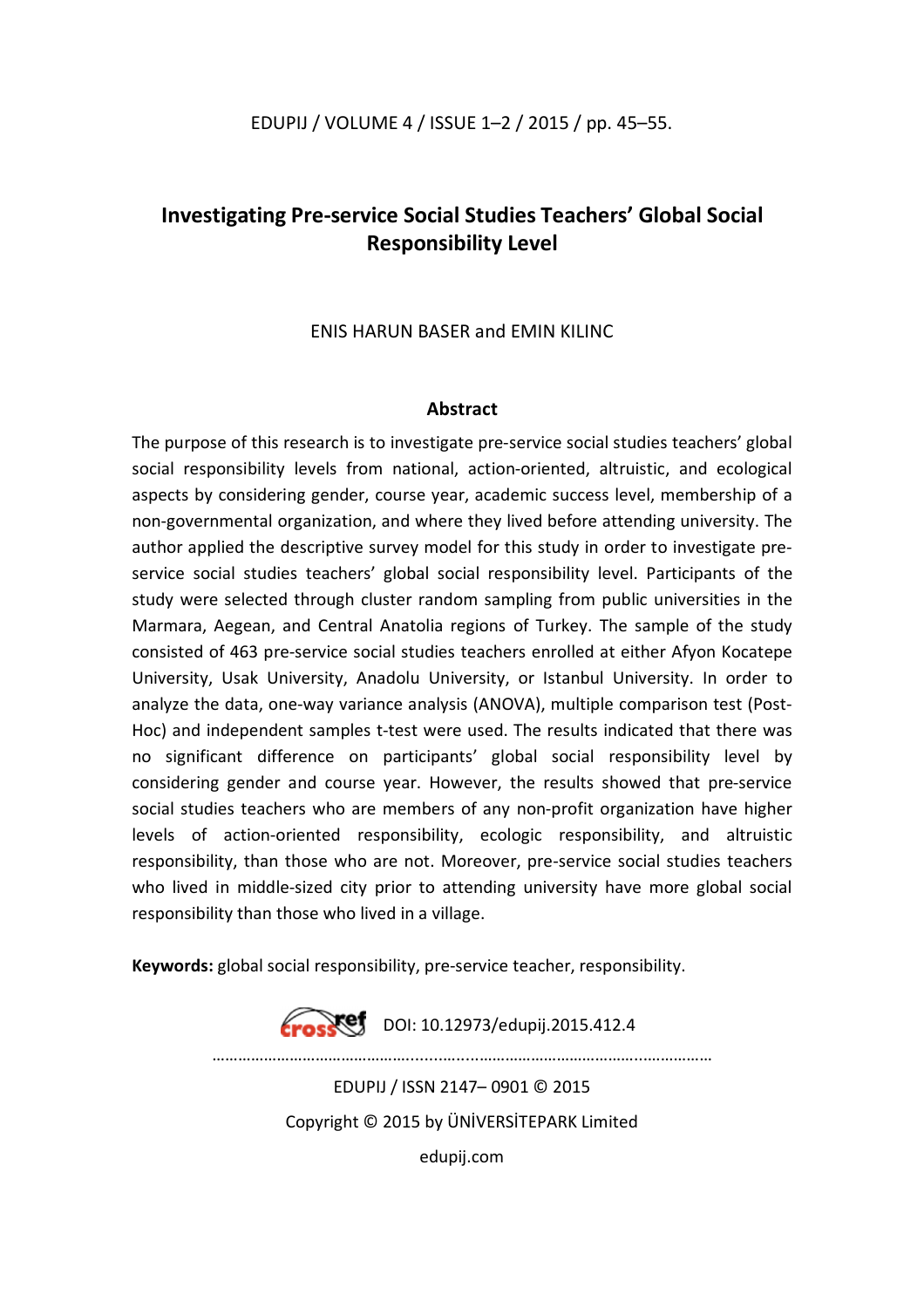# Investigating Pre-service Social Studies Teachers' Global Social Responsibility Level

ENIS HARUN BASER and EMIN KILINC

## Abstract

The purpose of this research is to investigate pre-service social studies teachers' global social responsibility levels from national, action-oriented, altruistic, and ecological aspects by considering gender, course year, academic success level, membership of a non-governmental organization, and where they lived before attending university. The author applied the descriptive survey model for this study in order to investigate pre-service social studies teachers' global social responsibility level. Participants of the study were selected through cluster random sampling from public universities in the Marmara, Aegean, and Central Anatolia regions of Turkey. The sample of the study consisted of 463 pre-service social studies teachers enrolled at either Afyon Kocatepe University, Usak University, Anadolu University, or Istanbul University. In order to analyze the data, one-way variance analysis (ANOVA), multiple comparison test (Post-Hoc) and independent samples t-test were used. The results indicated that there was no significant difference on participants' global social responsibility level by considering gender and course year. However, the results showed that pre-service social studies teachers who are members of any non-profit organization have higher levels of action-oriented responsibility, ecologic responsibility, and altruistic responsibility, than those who are not. Moreover, pre-service social studies teachers who lived in middle-sized city prior to attending university have more global social responsibility than those who lived in a village.

**Keywords:** global social responsibility, pre-service teacher, responsibility.

DOI: 10.12973/edupij.2015.412.4

EDUPIJ / ISSN 2147– 0901 © 2015

Copyright © 2015 by ÜNİVERSİTEPARK Limited

edupij.com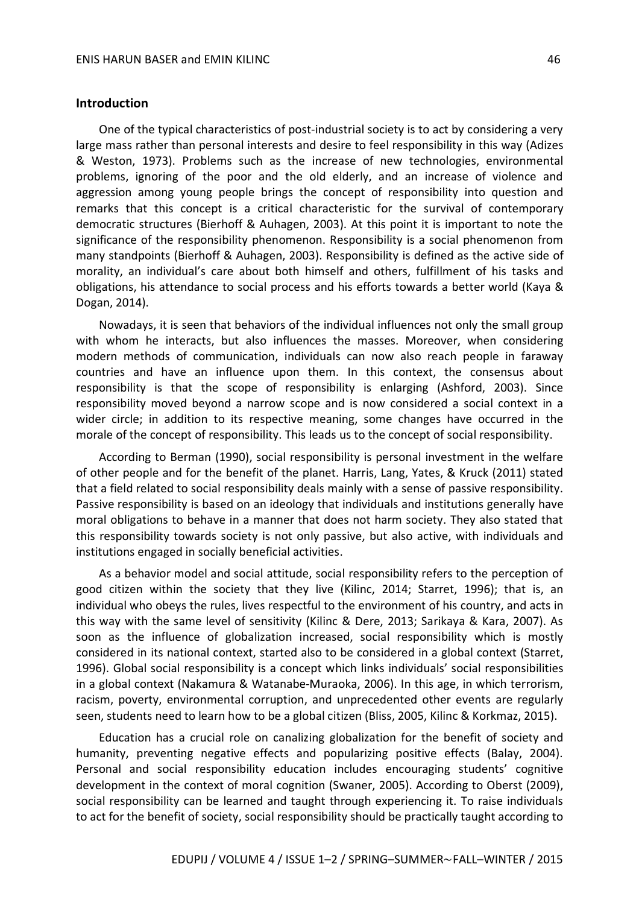## Introduction

One of the typical characteristics of post-industrial society is to act by considering a very large mass rather than personal interests and desire to feel responsibility in this way (Adizes & Weston, 1973). Problems such as the increase of new technologies, environmental problems, ignoring of the poor and the old elderly, and an increase of violence and aggression among young people brings the concept of responsibility into question and remarks that this concept is a critical characteristic for the survival of contemporary democratic structures (Bierhoff & Auhagen, 2003). At this point it is important to note the significance of the responsibility phenomenon. Responsibility is a social phenomenon from many standpoints (Bierhoff & Auhagen, 2003). Responsibility is defined as the active side of morality, an individual's care about both himself and others, fulfillment of his tasks and obligations, his attendance to social process and his efforts towards a better world (Kaya & Dogan, 2014).

Nowadays, it is seen that behaviors of the individual influences not only the small group with whom he interacts, but also influences the masses. Moreover, when considering modern methods of communication, individuals can now also reach people in faraway countries and have an influence upon them. In this context, the consensus about responsibility is that the scope of responsibility is enlarging (Ashford, 2003). Since responsibility moved beyond a narrow scope and is now considered a social context in a wider circle; in addition to its respective meaning, some changes have occurred in the morale of the concept of responsibility. This leads us to the concept of social responsibility.

According to Berman (1990), social responsibility is personal investment in the welfare of other people and for the benefit of the planet. Harris, Lang, Yates, & Kruck (2011) stated that a field related to social responsibility deals mainly with a sense of passive responsibility. Passive responsibility is based on an ideology that individuals and institutions generally have moral obligations to behave in a manner that does not harm society. They also stated that this responsibility towards society is not only passive, but also active, with individuals and institutions engaged in socially beneficial activities.

As a behavior model and social attitude, social responsibility refers to the perception of good citizen within the society that they live (Kilinc, 2014; Starret, 1996); that is, an individual who obeys the rules, lives respectful to the environment of his country, and acts in this way with the same level of sensitivity (Kilinc & Dere, 2013; Sarikaya & Kara, 2007). As soon as the influence of globalization increased, social responsibility which is mostly considered in its national context, started also to be considered in a global context (Starret, 1996). Global social responsibility is a concept which links individuals' social responsibilities in a global context (Nakamura & Watanabe-Muraoka, 2006). In this age, in which terrorism, racism, poverty, environmental corruption, and unprecedented other events are regularly seen, students need to learn how to be a global citizen (Bliss, 2005, Kilinc & Korkmaz, 2015).

Education has a crucial role on canalizing globalization for the benefit of society and humanity, preventing negative effects and popularizing positive effects (Balay, 2004). Personal and social responsibility education includes encouraging students' cognitive development in the context of moral cognition (Swaner, 2005). According to Oberst (2009), social responsibility can be learned and taught through experiencing it. To raise individuals to act for the benefit of society, social responsibility should be practically taught according to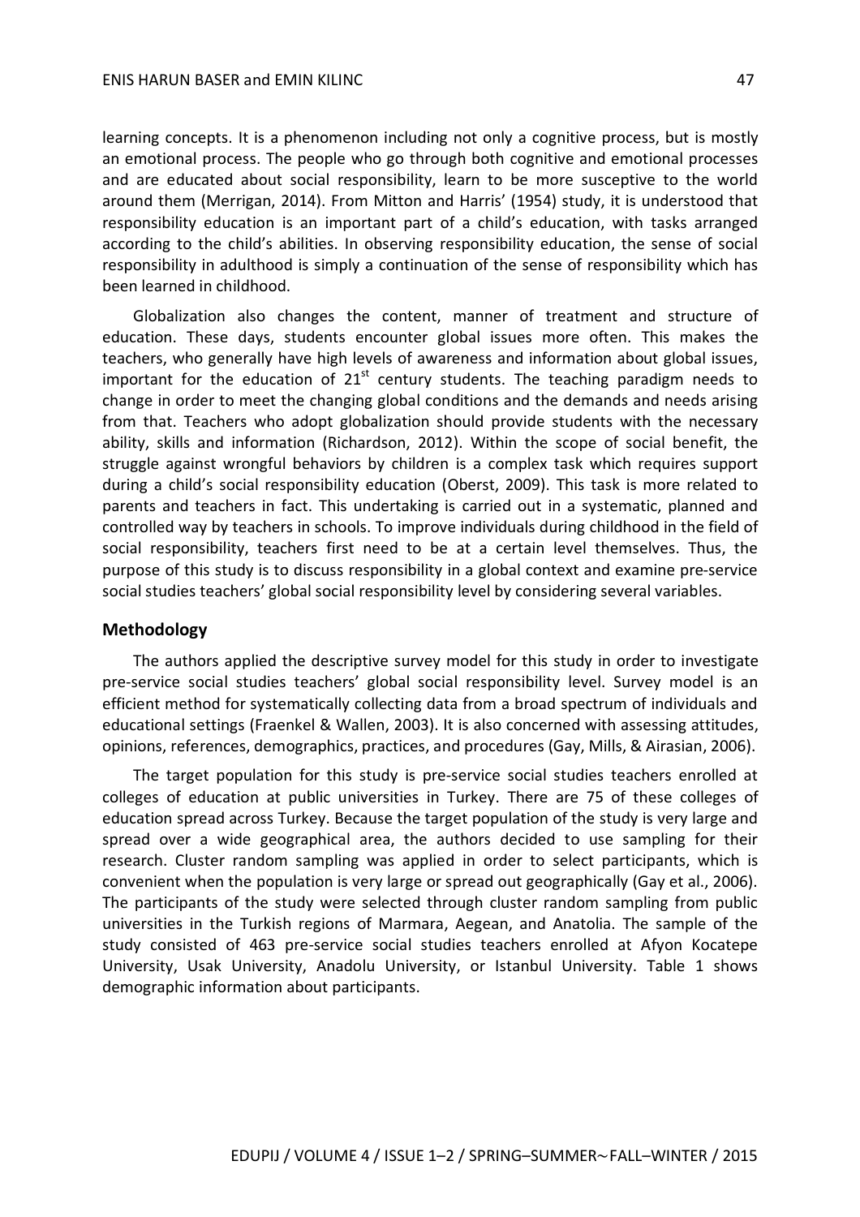learning concepts. It is a phenomenon including not only a cognitive process, but is mostly an emotional process. The people who go through both cognitive and emotional processes and are educated about social responsibility, learn to be more susceptive to the world around them (Merrigan, 2014). From Mitton and Harris' (1954) study, it is understood that responsibility education is an important part of a child's education, with tasks arranged according to the child's abilities. In observing responsibility education, the sense of social responsibility in adulthood is simply a continuation of the sense of responsibility which has been learned in childhood.

Globalization also changes the content, manner of treatment and structure of education. These days, students encounter global issues more often. This makes the teachers, who generally have high levels of awareness and information about global issues, important for the education of 21st century students. The teaching paradigm needs to change in order to meet the changing global conditions and the demands and needs arising from that. Teachers who adopt globalization should provide students with the necessary ability, skills and information (Richardson, 2012). Within the scope of social benefit, the struggle against wrongful behaviors by children is a complex task which requires support during a child's social responsibility education (Oberst, 2009). This task is more related to parents and teachers in fact. This undertaking is carried out in a systematic, planned and controlled way by teachers in schools. To improve individuals during childhood in the field of social responsibility, teachers first need to be at a certain level themselves. Thus, the purpose of this study is to discuss responsibility in a global context and examine pre-service social studies teachers' global social responsibility level by considering several variables.

## Methodology

The authors applied the descriptive survey model for this study in order to investigate pre-service social studies teachers' global social responsibility level. Survey model is an efficient method for systematically collecting data from a broad spectrum of individuals and educational settings (Fraenkel & Wallen, 2003). It is also concerned with assessing attitudes, opinions, references, demographics, practices, and procedures (Gay, Mills, & Airasian, 2006).

The target population for this study is pre-service social studies teachers enrolled at colleges of education at public universities in Turkey. There are 75 of these colleges of education spread across Turkey. Because the target population of the study is very large and spread over a wide geographical area, the authors decided to use sampling for their research. Cluster random sampling was applied in order to select participants, which is convenient when the population is very large or spread out geographically (Gay et al., 2006). The participants of the study were selected through cluster random sampling from public universities in the Turkish regions of Marmara, Aegean, and Anatolia. The sample of the study consisted of 463 pre-service social studies teachers enrolled at Afyon Kocatepe University, Usak University, Anadolu University, or Istanbul University. Table 1 shows demographic information about participants.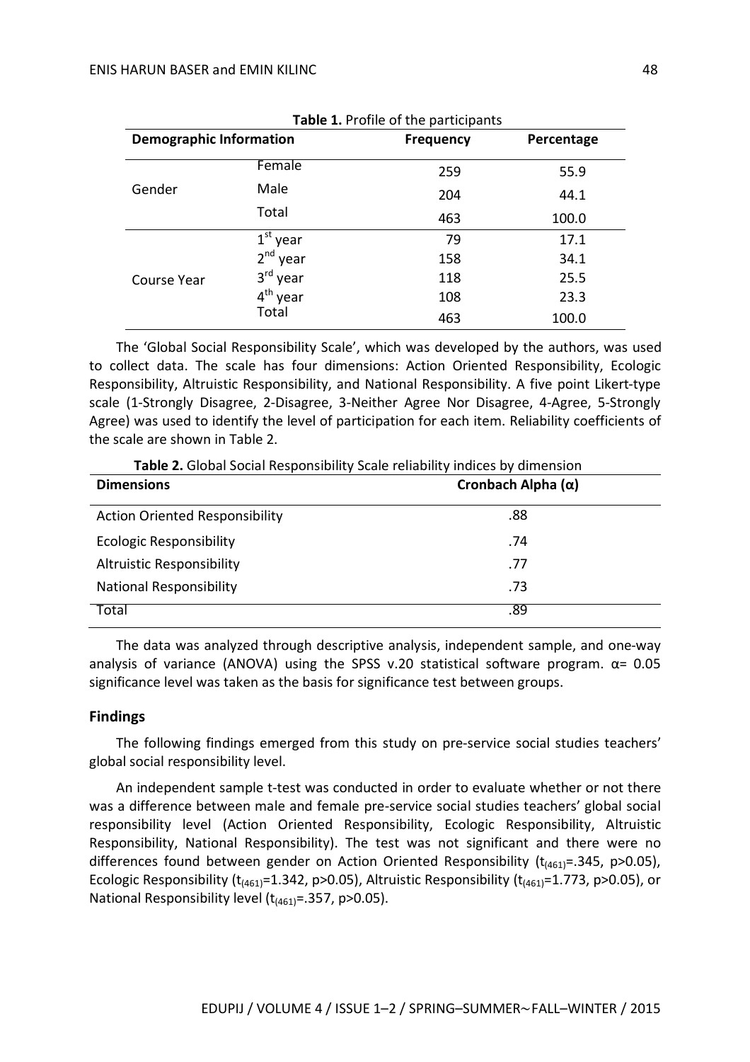**Table 1.** Profile of the participants

| Demographic Information | | Frequency | Percentage |
|---|---|---|---|
| Gender | Female | 259 | 55.9 |
| | Male | 204 | 44.1 |
| | Total | 463 | 100.0 |
| Course Year | 1st year | 79 | 17.1 |
| | 2nd year | 158 | 34.1 |
| | 3rd year | 118 | 25.5 |
| | 4th year | 108 | 23.3 |
| | Total | 463 | 100.0 |

The 'Global Social Responsibility Scale', which was developed by the authors, was used to collect data. The scale has four dimensions: Action Oriented Responsibility, Ecologic Responsibility, Altruistic Responsibility, and National Responsibility. A five point Likert-type scale (1-Strongly Disagree, 2-Disagree, 3-Neither Agree Nor Disagree, 4-Agree, 5-Strongly Agree) was used to identify the level of participation for each item. Reliability coefficients of the scale are shown in Table 2.

**Table 2.** Global Social Responsibility Scale reliability indices by dimension

| Dimensions | Cronbach Alpha (α) |
|---|---|
| Action Oriented Responsibility | .88 |
| Ecologic Responsibility | .74 |
| Altruistic Responsibility | .77 |
| National Responsibility | .73 |
| Total | .89 |

The data was analyzed through descriptive analysis, independent sample, and one-way analysis of variance (ANOVA) using the SPSS v.20 statistical software program. $\alpha = 0.05$ significance level was taken as the basis for significance test between groups.

## Findings

The following findings emerged from this study on pre-service social studies teachers' global social responsibility level.

An independent sample t-test was conducted in order to evaluate whether or not there was a difference between male and female pre-service social studies teachers' global social responsibility level (Action Oriented Responsibility, Ecologic Responsibility, Altruistic Responsibility, National Responsibility). The test was not significant and there were no differences found between gender on Action Oriented Responsibility ($t_{(461)}$=.345, $p>0.05$), Ecologic Responsibility ($t_{(461)}$=1.342, $p>0.05$), Altruistic Responsibility ($t_{(461)}$=1.773, $p>0.05$), or National Responsibility level ($t_{(461)}$=.357, $p>0.05$).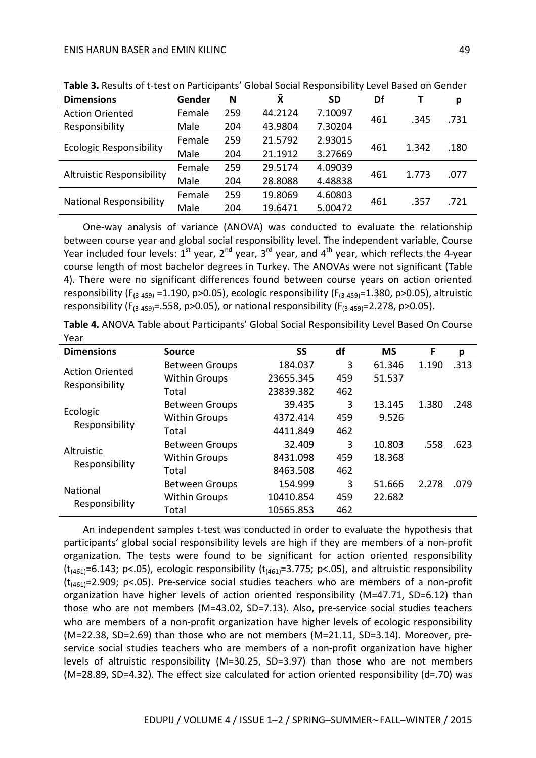**Table 3.** Results of t-test on Participants' Global Social Responsibility Level Based on Gender

| Dimensions | Gender | N | X̄ | SD | Df | T | p |
|---|---|---|---|---|---|---|---|
| Action Oriented Responsibility | Female | 259 | 44.2124 | 7.10097 | 461 | .345 | .731 |
| | Male | 204 | 43.9804 | 7.30204 | | | |
| Ecologic Responsibility | Female | 259 | 21.5792 | 2.93015 | 461 | 1.342 | .180 |
| | Male | 204 | 21.1912 | 3.27669 | | | |
| Altruistic Responsibility | Female | 259 | 29.5174 | 4.09039 | 461 | 1.773 | .077 |
| | Male | 204 | 28.8088 | 4.48838 | | | |
| National Responsibility | Female | 259 | 19.8069 | 4.60803 | 461 | .357 | .721 |
| | Male | 204 | 19.6471 | 5.00472 | | | |

One-way analysis of variance (ANOVA) was conducted to evaluate the relationship between course year and global social responsibility level. The independent variable, Course Year included four levels: 1st year, 2nd year, 3rd year, and 4th year, which reflects the 4-year course length of most bachelor degrees in Turkey. The ANOVAs were not significant (Table 4). There were no significant differences found between course years on action oriented responsibility ($F_{(3\text{-}459)}$ =1.190, p>0.05), ecologic responsibility ($F_{(3\text{-}459)}$=1.380, p>0.05), altruistic responsibility ($F_{(3\text{-}459)}$=.558, p>0.05), or national responsibility ($F_{(3\text{-}459)}$=2.278, p>0.05).

**Table 4.** ANOVA Table about Participants' Global Social Responsibility Level Based On Course Year

| Dimensions | Source | SS | df | MS | F | p |
|---|---|---|---|---|---|---|
| Action Oriented Responsibility | Between Groups | 184.037 | 3 | 61.346 | 1.190 | .313 |
| | Within Groups | 23655.345 | 459 | 51.537 | | |
| | Total | 23839.382 | 462 | | | |
| Ecologic Responsibility | Between Groups | 39.435 | 3 | 13.145 | 1.380 | .248 |
| | Within Groups | 4372.414 | 459 | 9.526 | | |
| | Total | 4411.849 | 462 | | | |
| Altruistic Responsibility | Between Groups | 32.409 | 3 | 10.803 | .558 | .623 |
| | Within Groups | 8431.098 | 459 | 18.368 | | |
| | Total | 8463.508 | 462 | | | |
| National Responsibility | Between Groups | 154.999 | 3 | 51.666 | 2.278 | .079 |
| | Within Groups | 10410.854 | 459 | 22.682 | | |
| | Total | 10565.853 | 462 | | | |

An independent samples t-test was conducted in order to evaluate the hypothesis that participants' global social responsibility levels are high if they are members of a non-profit organization. The tests were found to be significant for action oriented responsibility ($t_{(461)}$=6.143; p<.05), ecologic responsibility ($t_{(461)}$=3.775; p<.05), and altruistic responsibility ($t_{(461)}$=2.909; p<.05). Pre-service social studies teachers who are members of a non-profit organization have higher levels of action oriented responsibility (M=47.71, SD=6.12) than those who are not members (M=43.02, SD=7.13). Also, pre-service social studies teachers who are members of a non-profit organization have higher levels of ecologic responsibility (M=22.38, SD=2.69) than those who are not members (M=21.11, SD=3.14). Moreover, pre-service social studies teachers who are members of a non-profit organization have higher levels of altruistic responsibility (M=30.25, SD=3.97) than those who are not members (M=28.89, SD=4.32). The effect size calculated for action oriented responsibility (d=.70) was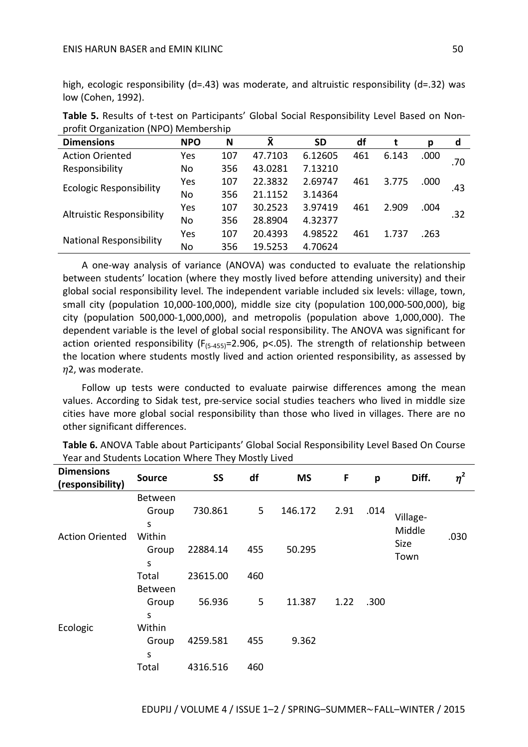high, ecologic responsibility (d=.43) was moderate, and altruistic responsibility (d=.32) was low (Cohen, 1992).

**Table 5.** Results of t-test on Participants' Global Social Responsibility Level Based on Non-profit Organization (NPO) Membership

| Dimensions | NPO | N | X̄ | SD | df | t | p | d |
|---|---|---|---|---|---|---|---|---|
| Action Oriented Responsibility | Yes | 107 | 47.7103 | 6.12605 | 461 | 6.143 | .000 | .70 |
| | No | 356 | 43.0281 | 7.13210 | | | | |
| Ecologic Responsibility | Yes | 107 | 22.3832 | 2.69747 | 461 | 3.775 | .000 | .43 |
| | No | 356 | 21.1152 | 3.14364 | | | | |
| Altruistic Responsibility | Yes | 107 | 30.2523 | 3.97419 | 461 | 2.909 | .004 | .32 |
| | No | 356 | 28.8904 | 4.32377 | | | | |
| National Responsibility | Yes | 107 | 20.4393 | 4.98522 | 461 | 1.737 | .263 | |
| | No | 356 | 19.5253 | 4.70624 | | | | |

A one-way analysis of variance (ANOVA) was conducted to evaluate the relationship between students' location (where they mostly lived before attending university) and their global social responsibility level. The independent variable included six levels: village, town, small city (population 10,000-100,000), middle size city (population 100,000-500,000), big city (population 500,000-1,000,000), and metropolis (population above 1,000,000). The dependent variable is the level of global social responsibility. The ANOVA was significant for action oriented responsibility ($F_{(5\text{-}455)}=2.906$, $p<.05$). The strength of relationship between the location where students mostly lived and action oriented responsibility, as assessed by $\eta 2$, was moderate.

Follow up tests were conducted to evaluate pairwise differences among the mean values. According to Sidak test, pre-service social studies teachers who lived in middle size cities have more global social responsibility than those who lived in villages. There are no other significant differences.

**Table 6.** ANOVA Table about Participants' Global Social Responsibility Level Based On Course Year and Students Location Where They Mostly Lived

| Dimensions (responsibility) | Source | SS | df | MS | F | p | Diff. | $\eta^2$ |
|---|---|---|---|---|---|---|---|---|
| Action Oriented | Between Groups | 730.861 | 5 | 146.172 | 2.91 | .014 | Village-Middle Size Town | .030 |
| | Within Groups | 22884.14 | 455 | 50.295 | | | | |
| | Total | 23615.00 | 460 | | | | | |
| Ecologic | Between Groups | 56.936 | 5 | 11.387 | 1.22 | .300 | | |
| | Within Groups | 4259.581 | 455 | 9.362 | | | | |
| | Total | 4316.516 | 460 | | | | | |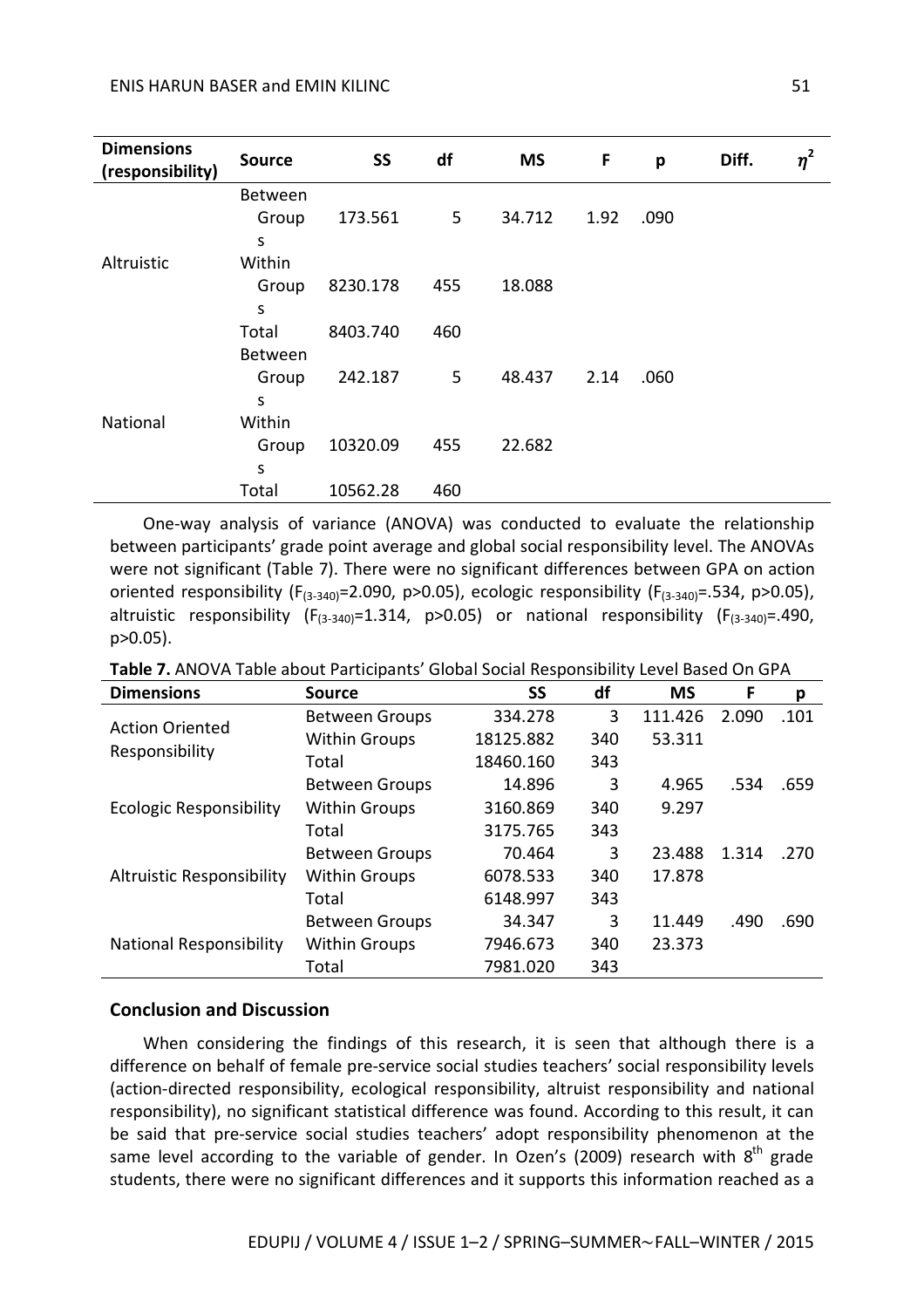| Dimensions (responsibility) | Source | SS | df | MS | F | p | Diff. | $\eta^2$ |
|---|---|---|---|---|---|---|---|---|
| Altruistic | Between Groups | 173.561 | 5 | 34.712 | 1.92 | .090 | | |
| | Within Groups | 8230.178 | 455 | 18.088 | | | | |
| | Total | 8403.740 | 460 | | | | | |
| National | Between Groups | 242.187 | 5 | 48.437 | 2.14 | .060 | | |
| | Within Groups | 10320.09 | 455 | 22.682 | | | | |
| | Total | 10562.28 | 460 | | | | | |

One-way analysis of variance (ANOVA) was conducted to evaluate the relationship between participants' grade point average and global social responsibility level. The ANOVAs were not significant (Table 7). There were no significant differences between GPA on action oriented responsibility ($F_{(3\text{-}340)}$=2.090, p>0.05), ecologic responsibility ($F_{(3\text{-}340)}$=.534, p>0.05), altruistic responsibility ($F_{(3\text{-}340)}$=1.314, p>0.05) or national responsibility ($F_{(3\text{-}340)}$=.490, p>0.05).

**Table 7.** ANOVA Table about Participants' Global Social Responsibility Level Based On GPA

| Dimensions | Source | SS | df | MS | F | p |
|---|---|---|---|---|---|---|
| Action Oriented Responsibility | Between Groups | 334.278 | 3 | 111.426 | 2.090 | .101 |
| | Within Groups | 18125.882 | 340 | 53.311 | | |
| | Total | 18460.160 | 343 | | | |
| Ecologic Responsibility | Between Groups | 14.896 | 3 | 4.965 | .534 | .659 |
| | Within Groups | 3160.869 | 340 | 9.297 | | |
| | Total | 3175.765 | 343 | | | |
| Altruistic Responsibility | Between Groups | 70.464 | 3 | 23.488 | 1.314 | .270 |
| | Within Groups | 6078.533 | 340 | 17.878 | | |
| | Total | 6148.997 | 343 | | | |
| National Responsibility | Between Groups | 34.347 | 3 | 11.449 | .490 | .690 |
| | Within Groups | 7946.673 | 340 | 23.373 | | |
| | Total | 7981.020 | 343 | | | |

## Conclusion and Discussion

When considering the findings of this research, it is seen that although there is a difference on behalf of female pre-service social studies teachers' social responsibility levels (action-directed responsibility, ecological responsibility, altruist responsibility and national responsibility), no significant statistical difference was found. According to this result, it can be said that pre-service social studies teachers' adopt responsibility phenomenon at the same level according to the variable of gender. In Ozen's (2009) research with 8th grade students, there were no significant differences and it supports this information reached as a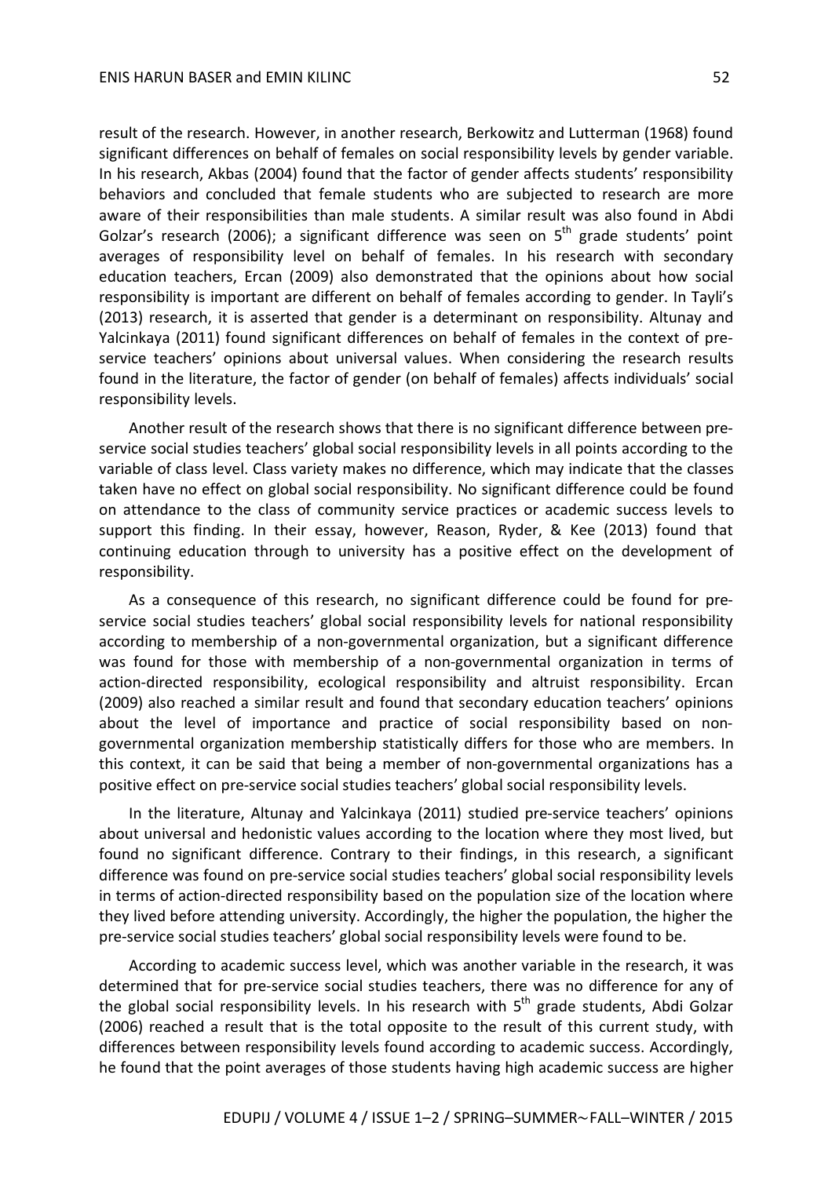result of the research. However, in another research, Berkowitz and Lutterman (1968) found significant differences on behalf of females on social responsibility levels by gender variable. In his research, Akbas (2004) found that the factor of gender affects students' responsibility behaviors and concluded that female students who are subjected to research are more aware of their responsibilities than male students. A similar result was also found in Abdi Golzar's research (2006); a significant difference was seen on 5th grade students' point averages of responsibility level on behalf of females. In his research with secondary education teachers, Ercan (2009) also demonstrated that the opinions about how social responsibility is important are different on behalf of females according to gender. In Tayli's (2013) research, it is asserted that gender is a determinant on responsibility. Altunay and Yalcinkaya (2011) found significant differences on behalf of females in the context of pre-service teachers' opinions about universal values. When considering the research results found in the literature, the factor of gender (on behalf of females) affects individuals' social responsibility levels.

Another result of the research shows that there is no significant difference between pre-service social studies teachers' global social responsibility levels in all points according to the variable of class level. Class variety makes no difference, which may indicate that the classes taken have no effect on global social responsibility. No significant difference could be found on attendance to the class of community service practices or academic success levels to support this finding. In their essay, however, Reason, Ryder, & Kee (2013) found that continuing education through to university has a positive effect on the development of responsibility.

As a consequence of this research, no significant difference could be found for pre-service social studies teachers' global social responsibility levels for national responsibility according to membership of a non-governmental organization, but a significant difference was found for those with membership of a non-governmental organization in terms of action-directed responsibility, ecological responsibility and altruist responsibility. Ercan (2009) also reached a similar result and found that secondary education teachers' opinions about the level of importance and practice of social responsibility based on non-governmental organization membership statistically differs for those who are members. In this context, it can be said that being a member of non-governmental organizations has a positive effect on pre-service social studies teachers' global social responsibility levels.

In the literature, Altunay and Yalcinkaya (2011) studied pre-service teachers' opinions about universal and hedonistic values according to the location where they most lived, but found no significant difference. Contrary to their findings, in this research, a significant difference was found on pre-service social studies teachers' global social responsibility levels in terms of action-directed responsibility based on the population size of the location where they lived before attending university. Accordingly, the higher the population, the higher the pre-service social studies teachers' global social responsibility levels were found to be.

According to academic success level, which was another variable in the research, it was determined that for pre-service social studies teachers, there was no difference for any of the global social responsibility levels. In his research with 5th grade students, Abdi Golzar (2006) reached a result that is the total opposite to the result of this current study, with differences between responsibility levels found according to academic success. Accordingly, he found that the point averages of those students having high academic success are higher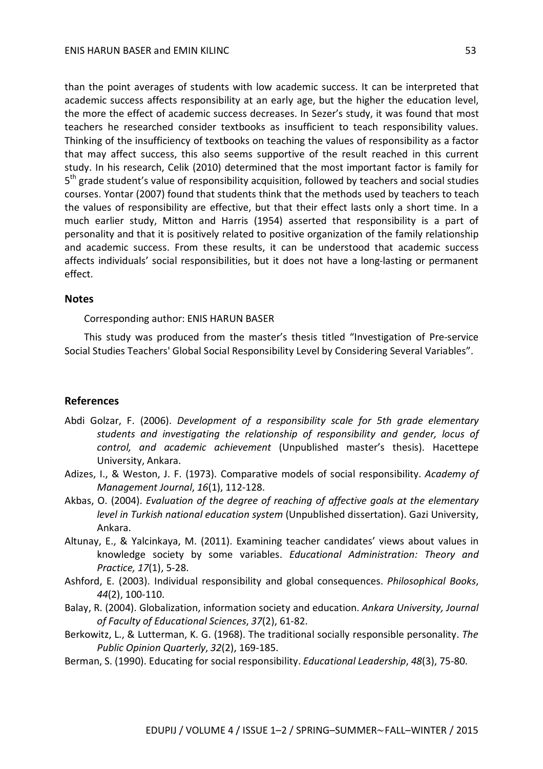than the point averages of students with low academic success. It can be interpreted that academic success affects responsibility at an early age, but the higher the education level, the more the effect of academic success decreases. In Sezer's study, it was found that most teachers he researched consider textbooks as insufficient to teach responsibility values. Thinking of the insufficiency of textbooks on teaching the values of responsibility as a factor that may affect success, this also seems supportive of the result reached in this current study. In his research, Celik (2010) determined that the most important factor is family for 5th grade student's value of responsibility acquisition, followed by teachers and social studies courses. Yontar (2007) found that students think that the methods used by teachers to teach the values of responsibility are effective, but that their effect lasts only a short time. In a much earlier study, Mitton and Harris (1954) asserted that responsibility is a part of personality and that it is positively related to positive organization of the family relationship and academic success. From these results, it can be understood that academic success affects individuals' social responsibilities, but it does not have a long-lasting or permanent effect.

## Notes

Corresponding author: ENIS HARUN BASER

This study was produced from the master's thesis titled "Investigation of Pre-service Social Studies Teachers' Global Social Responsibility Level by Considering Several Variables".

## References

Abdi Golzar, F. (2006). *Development of a responsibility scale for 5th grade elementary students and investigating the relationship of responsibility and gender, locus of control, and academic achievement* (Unpublished master's thesis). Hacettepe University, Ankara.

Adizes, I., & Weston, J. F. (1973). Comparative models of social responsibility. *Academy of Management Journal*, *16*(1), 112-128.

Akbas, O. (2004). *Evaluation of the degree of reaching of affective goals at the elementary level in Turkish national education system* (Unpublished dissertation). Gazi University, Ankara.

Altunay, E., & Yalcinkaya, M. (2011). Examining teacher candidates' views about values in knowledge society by some variables. *Educational Administration: Theory and Practice, 17*(1), 5-28.

Ashford, E. (2003). Individual responsibility and global consequences. *Philosophical Books*, *44*(2), 100-110.

Balay, R. (2004). Globalization, information society and education. *Ankara University, Journal of Faculty of Educational Sciences*, *37*(2), 61-82.

Berkowitz, L., & Lutterman, K. G. (1968). The traditional socially responsible personality. *The Public Opinion Quarterly*, *32*(2), 169-185.

Berman, S. (1990). Educating for social responsibility. *Educational Leadership*, *48*(3), 75-80.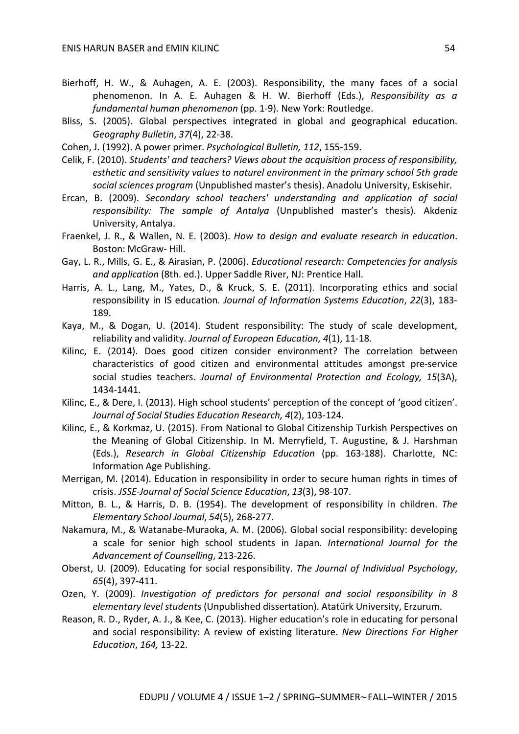Bierhoff, H. W., & Auhagen, A. E. (2003). Responsibility, the many faces of a social phenomenon. In A. E. Auhagen & H. W. Bierhoff (Eds.), *Responsibility as a fundamental human phenomenon* (pp. 1-9). New York: Routledge.

Bliss, S. (2005). Global perspectives integrated in global and geographical education. *Geography Bulletin*, *37*(4), 22-38.

Cohen, J. (1992). A power primer. *Psychological Bulletin, 112*, 155-159.

Celik, F. (2010). *Students' and teachers? Views about the acquisition process of responsibility, esthetic and sensitivity values to naturel environment in the primary school 5th grade social sciences program* (Unpublished master's thesis). Anadolu University, Eskisehir.

Ercan, B. (2009). *Secondary school teachers' understanding and application of social responsibility: The sample of Antalya* (Unpublished master's thesis). Akdeniz University, Antalya.

Fraenkel, J. R., & Wallen, N. E. (2003). *How to design and evaluate research in education*. Boston: McGraw- Hill.

Gay, L. R., Mills, G. E., & Airasian, P. (2006). *Educational research: Competencies for analysis and application* (8th. ed.). Upper Saddle River, NJ: Prentice Hall.

Harris, A. L., Lang, M., Yates, D., & Kruck, S. E. (2011). Incorporating ethics and social responsibility in IS education. *Journal of Information Systems Education*, *22*(3), 183-189.

Kaya, M., & Dogan, U. (2014). Student responsibility: The study of scale development, reliability and validity. *Journal of European Education, 4*(1), 11-18.

Kilinc, E. (2014). Does good citizen consider environment? The correlation between characteristics of good citizen and environmental attitudes amongst pre-service social studies teachers. *Journal of Environmental Protection and Ecology, 15*(3A), 1434-1441.

Kilinc, E., & Dere, I. (2013). High school students' perception of the concept of 'good citizen'. *Journal of Social Studies Education Research, 4*(2), 103-124.

Kilinc, E., & Korkmaz, U. (2015). From National to Global Citizenship Turkish Perspectives on the Meaning of Global Citizenship. In M. Merryfield, T. Augustine, & J. Harshman (Eds.), *Research in Global Citizenship Education* (pp. 163-188). Charlotte, NC: Information Age Publishing.

Merrigan, M. (2014). Education in responsibility in order to secure human rights in times of crisis. *JSSE-Journal of Social Science Education*, *13*(3), 98-107.

Mitton, B. L., & Harris, D. B. (1954). The development of responsibility in children. *The Elementary School Journal*, *54*(5), 268-277.

Nakamura, M., & Watanabe-Muraoka, A. M. (2006). Global social responsibility: developing a scale for senior high school students in Japan. *International Journal for the Advancement of Counselling*, 213-226.

Oberst, U. (2009). Educating for social responsibility. *The Journal of Individual Psychology*, *65*(4), 397-411.

Ozen, Y. (2009). *Investigation of predictors for personal and social responsibility in 8 elementary level students* (Unpublished dissertation). Atatürk University, Erzurum.

Reason, R. D., Ryder, A. J., & Kee, C. (2013). Higher education's role in educating for personal and social responsibility: A review of existing literature. *New Directions For Higher Education*, *164,* 13-22.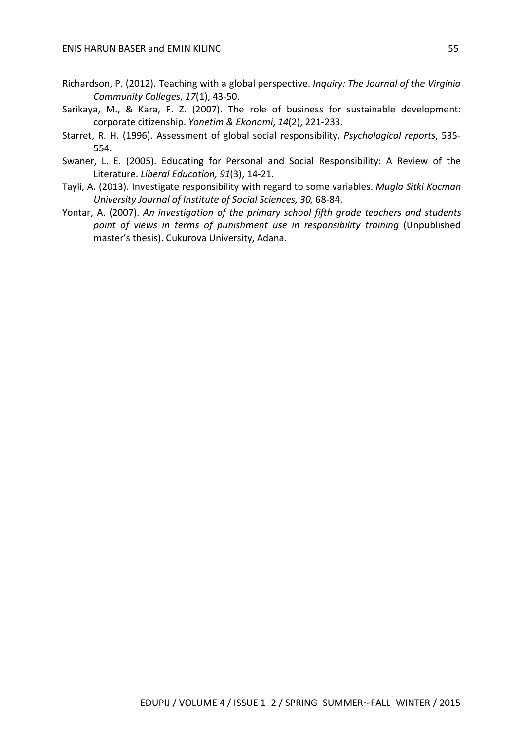Richardson, P. (2012). Teaching with a global perspective. *Inquiry: The Journal of the Virginia Community Colleges*, *17*(1), 43-50.

Sarikaya, M., & Kara, F. Z. (2007). The role of business for sustainable development: corporate citizenship. *Yonetim & Ekonomi*, *14*(2), 221-233.

Starret, R. H. (1996). Assessment of global social responsibility. *Psychological reports*, 535-554.

Swaner, L. E. (2005). Educating for Personal and Social Responsibility: A Review of the Literature. *Liberal Education, 91*(3), 14-21.

Tayli, A. (2013). Investigate responsibility with regard to some variables. *Mugla Sitki Kocman University Journal of Institute of Social Sciences, 30,* 68-84.

Yontar, A. (2007). *An investigation of the primary school fifth grade teachers and students point of views in terms of punishment use in responsibility training* (Unpublished master's thesis). Cukurova University, Adana.